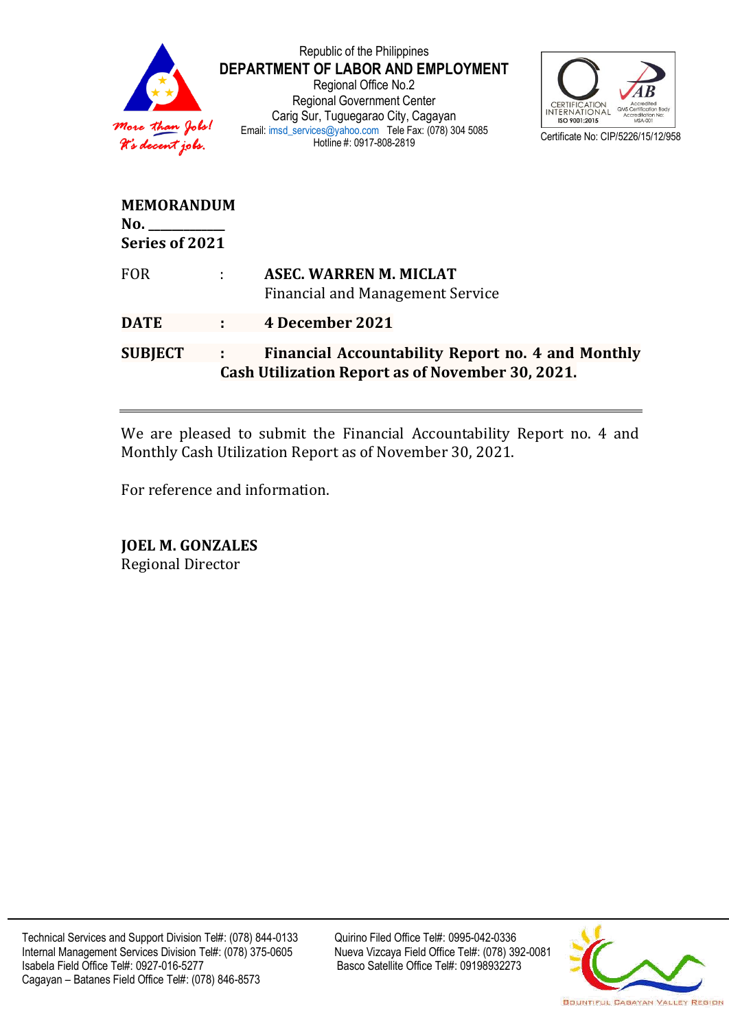Republic of the Philippines
**DEPARTMENT OF LABOR AND EMPLOYMENT**
Regional Office No.2
Regional Government Center
Carig Sur, Tuguegarao City, Cagayan
Email: imsd_services@yahoo.com Tele Fax: (078) 304 5085
Hotline #: 0917-808-2819

*More than Jobs! It's decent jobs.*

Certificate No: CIP/5226/15/12/958

**MEMORANDUM**
**No. ___________**
**Series of 2021**

| | | |
|---|---|---|
| FOR | : | **ASEC. WARREN M. MICLAT**<br>Financial and Management Service |
| **DATE** | **:** | **4 December 2021** |
| **SUBJECT** | **:** | **Financial Accountability Report no. 4 and Monthly Cash Utilization Report as of November 30, 2021.** |

---

We are pleased to submit the Financial Accountability Report no. 4 and Monthly Cash Utilization Report as of November 30, 2021.

For reference and information.

**JOEL M. GONZALES**
Regional Director

---

Technical Services and Support Division Tel#: (078) 844-0133
Internal Management Services Division Tel#: (078) 375-0605
Isabela Field Office Tel#: 0927-016-5277
Cagayan – Batanes Field Office Tel#: (078) 846-8573
Quirino Filed Office Tel#: 0995-042-0336
Nueva Vizcaya Field Office Tel#: (078) 392-0081
Basco Satellite Office Tel#: 09198932273

BOUNTIFUL CAGAYAN VALLEY REGION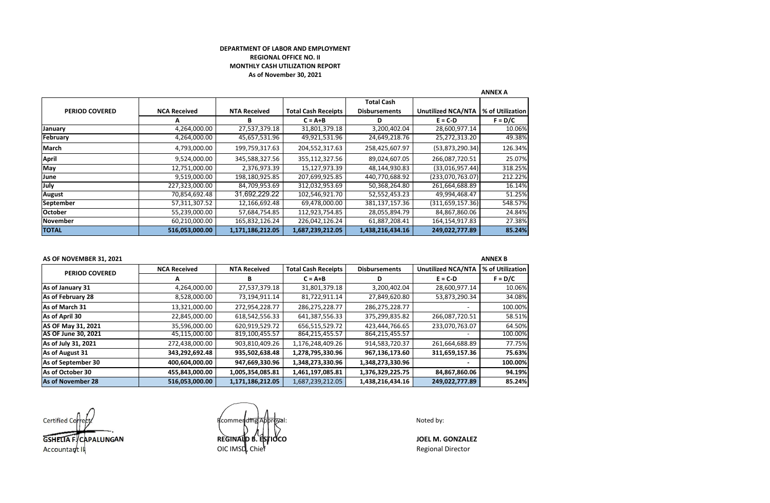**DEPARTMENT OF LABOR AND EMPLOYMENT**
**REGIONAL OFFICE NO. II**
**MONTHLY CASH UTILIZATION REPORT**
**As of November 30, 2021**

**ANNEX A**

| PERIOD COVERED | NCA Received | NTA Received | Total Cash Receipts | Total Cash Disbursements | Unutilized NCA/NTA | % of Utilization |
|---|---|---|---|---|---|---|
| | A | B | C = A+B | D | E = C-D | F = D/C |
| January | 4,264,000.00 | 27,537,379.18 | 31,801,379.18 | 3,200,402.04 | 28,600,977.14 | 10.06% |
| February | 4,264,000.00 | 45,657,531.96 | 49,921,531.96 | 24,649,218.76 | 25,272,313.20 | 49.38% |
| March | 4,793,000.00 | 199,759,317.63 | 204,552,317.63 | 258,425,607.97 | (53,873,290.34) | 126.34% |
| April | 9,524,000.00 | 345,588,327.56 | 355,112,327.56 | 89,024,607.05 | 266,087,720.51 | 25.07% |
| May | 12,751,000.00 | 2,376,973.39 | 15,127,973.39 | 48,144,930.83 | (33,016,957.44) | 318.25% |
| June | 9,519,000.00 | 198,180,925.85 | 207,699,925.85 | 440,770,688.92 | (233,070,763.07) | 212.22% |
| July | 227,323,000.00 | 84,709,953.69 | 312,032,953.69 | 50,368,264.80 | 261,664,688.89 | 16.14% |
| August | 70,854,692.48 | 31,692,229.22 | 102,546,921.70 | 52,552,453.23 | 49,994,468.47 | 51.25% |
| September | 57,311,307.52 | 12,166,692.48 | 69,478,000.00 | 381,137,157.36 | (311,659,157.36) | 548.57% |
| October | 55,239,000.00 | 57,684,754.85 | 112,923,754.85 | 28,055,894.79 | 84,867,860.06 | 24.84% |
| November | 60,210,000.00 | 165,832,126.24 | 226,042,126.24 | 61,887,208.41 | 164,154,917.83 | 27.38% |
| **TOTAL** | **516,053,000.00** | **1,171,186,212.05** | **1,687,239,212.05** | **1,438,216,434.16** | **249,022,777.89** | **85.24%** |

**AS OF NOVEMBER 31, 2021**

**ANNEX B**

| PERIOD COVERED | NCA Received | NTA Received | Total Cash Receipts | Disbursements | Unutilized NCA/NTA | % of Utilization |
|---|---|---|---|---|---|---|
| | A | B | C = A+B | D | E = C-D | F = D/C |
| As of January 31 | 4,264,000.00 | 27,537,379.18 | 31,801,379.18 | 3,200,402.04 | 28,600,977.14 | 10.06% |
| As of February 28 | 8,528,000.00 | 73,194,911.14 | 81,722,911.14 | 27,849,620.80 | 53,873,290.34 | 34.08% |
| As of March 31 | 13,321,000.00 | 272,954,228.77 | 286,275,228.77 | 286,275,228.77 | - | 100.00% |
| As of April 30 | 22,845,000.00 | 618,542,556.33 | 641,387,556.33 | 375,299,835.82 | 266,087,720.51 | 58.51% |
| AS OF May 31, 2021 | 35,596,000.00 | 620,919,529.72 | 656,515,529.72 | 423,444,766.65 | 233,070,763.07 | 64.50% |
| AS OF June 30, 2021 | 45,115,000.00 | 819,100,455.57 | 864,215,455.57 | 864,215,455.57 | - | 100.00% |
| As of July 31, 2021 | 272,438,000.00 | 903,810,409.26 | 1,176,248,409.26 | 914,583,720.37 | 261,664,688.89 | 77.75% |
| As of August 31 | **343,292,692.48** | **935,502,638.48** | **1,278,795,330.96** | **967,136,173.60** | **311,659,157.36** | **75.63%** |
| As of September 30 | **400,604,000.00** | **947,669,330.96** | **1,348,273,330.96** | **1,348,273,330.96** | **-** | **100.00%** |
| As of October 30 | **455,843,000.00** | **1,005,354,085.81** | **1,461,197,085.81** | **1,376,329,225.75** | **84,867,860.06** | **94.19%** |
| **As of November 28** | **516,053,000.00** | **1,171,186,212.05** | 1,687,239,212.05 | **1,438,216,434.16** | **249,022,777.89** | **85.24%** |

Certified Correct:

**GSHELIA F. CAPALUNGAN**
Accountant II

Recommending Approval:

**REGINALD B. ESTIOCO**
OIC IMSD, Chief

Noted by:

**JOEL M. GONZALEZ**
Regional Director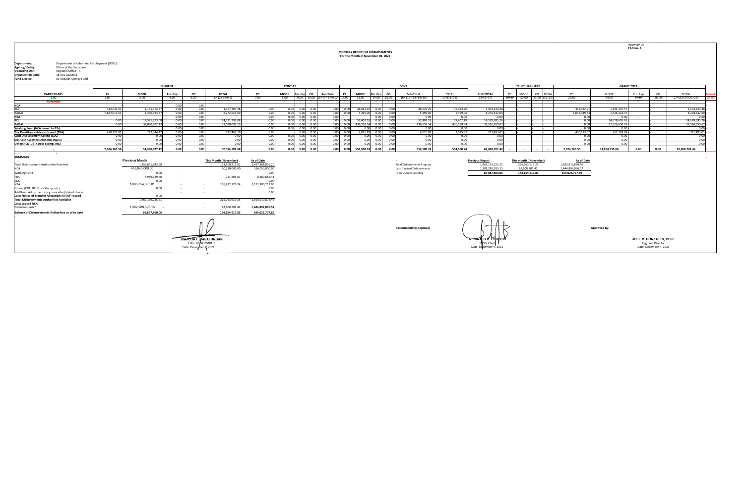Appendix 23
FAR No. 4

# MONTHLY REPORT OF DISBURSEMENTS
For the Month of November 30, 2021

**Department:** Department of Labor and Employment (DOLE)
**Agency/ Entity:** Office of the Secretary
**Operating Unit:** Regional Office - II
**Organization Code:** 16 001 0300002
**Fund Cluster:** 01 Regular Agency Fund

| PARTICULARS | CURRENT | | | | | CONT AP | | | | | CONT | | | | | | | TRUST LIABILITIES | | | | GRAND TOTAL | | | | | Remarks |
|---|---|---|---|---|---|---|---|---|---|---|---|---|---|---|---|---|---|---|---|---|---|---|---|---|---|---|---|
| | PS | MOOE | Fin. Exp | CO | TOTAL | PS | MOOE | Fin. Exp | CO | Sub-Total | PS | MOOE | Fin. Exp | CO | Sub-Total | TOTAL | SUB-TOTAL | PS | MOOE | CO | TOTAL | PS | MOOE | Fin. Exp | CO | TOTAL | |
| 1.00 | 2.00 | 3.00 | 4.00 | 5.00 | 6= (2+ 3+4+5) | 7.00 | 8.00 | 9.00 | 10.00 | 11= (7+ 8+9+10) | 12.00 | 13.00 | 14.00 | 15.00 | 16= (12+ 13+14+15) | 17=(11+16) | 18=(6+17) | ##### | 20.00 | 21.00 | 19+20+ | 23.00 | 24.00 | ##### | 26.00 | 27=(23+24+25+26) | 28.00 |
| **November** | | | | | | | | | | | | | | | | | | | | | | | | | | | |
| **NCA** | | | 0.00 | 0.00 | | | | | | | | | | | | | | | | | | | | | | | |
| RCI | 312,022.91 | 1,145,374.37 | 0.00 | 0.00 | 1,457,397.28 | 0.00 | 0.00 | 0.00 | 0.00 | 0.00 | 0.00 | 46,023.20 | 0.00 | 0.00 | 46,023.20 | 46,023.20 | 1,503,420.48 | | | | | 312,022.91 | 1,191,397.57 | | | 1,503,420.48 | |
| RADAI | 6,842,019.63 | 1,430,923.37 | 0.00 | 0.00 | 8,272,943.00 | 0.00 | 0.00 | 0.00 | 0.00 | 0.00 | 0.00 | 5,499.00 | 0.00 | 0.00 | 5,499.00 | 5,499.00 | 8,278,442.00 | | | | | 6,842,019.63 | 1,436,422.37 | | | 8,278,442.00 | |
| **NTA** | | | 0.00 | 0.00 | | 0.00 | 0.00 | 0.00 | 0.00 | 0.00 | | | 0.00 | 0.00 | 0.00 | 0.00 | 0.00 | - | - | - | - | 0.00 | 0.00 | - | - | 0.00 | |
| RCI | 0.00 | 14,521,293.08 | 0.00 | 0.00 | 14,521,293.08 | 0.00 | 0.00 | 0.00 | 0.00 | 0.00 | 0.00 | 57,402.18 | 0.00 | 0.00 | 57,402.18 | 57,402.18 | 14,578,695.26 | | | | | 0.00 | 14,578,695.26 | | | 14,578,695.26 | |
| RADAI | 0.00 | 37,090,092.13 | 0.00 | 0.00 | 37,090,092.13 | 0.00 | 0.00 | 0.00 | 0.00 | 0.00 | 0.00 | 436,558.54 | 0.00 | 0.00 | 436,558.54 | 436,558.54 | 37,526,650.67 | | | | | 0.00 | 37,526,650.67 | | | 37,526,650.67 | |
| **Working Fund (NCA issued to BTr)** | | | 0.00 | 0.00 | 0.00 | 0.00 | 0.00 | 0.00 | 0.00 | 0.00 | 0.00 | 0.00 | 0.00 | 0.00 | 0.00 | 0.00 | 0.00 | | | | | 0.00 | 0.00 | | | 0.00 | |
| **Tax Remittance Advices Issued (TRA)** | 470,123.02 | 242,344.17 | 0.00 | 0.00 | 712,467.19 | 0.00 | | 0.00 | 0.00 | 0.00 | 0.00 | 9,025.82 | 0.00 | 0.00 | 9,025.82 | 9,025.82 | 721,493.01 | | | | | 470,123.02 | 251,369.99 | | | 721,493.01 | |
| **Cash Disbursement Ceiling (CDC)** | 0.00 | 0.00 | 0.00 | 0.00 | 0.00 | 0.00 | 0.00 | 0.00 | 0.00 | 0.00 | 0.00 | 0.00 | 0.00 | 0.00 | 0.00 | 0.00 | 0.00 | | | | | 0.00 | 0.00 | | | 0.00 | |
| **Non-Cash Availment Authority (NCAA)** | 0.00 | 0.00 | 0.00 | 0.00 | 0.00 | 0.00 | 0.00 | 0.00 | 0.00 | 0.00 | 0.00 | 0.00 | 0.00 | 0.00 | 0.00 | 0.00 | 0.00 | | | | | 0.00 | 0.00 | | | 0.00 | |
| **Others (CDT, BTr Docs Stamp, etc.)** | 0.00 | 0.00 | 0.00 | 0.00 | 0.00 | 0.00 | 0.00 | 0.00 | 0.00 | 0.00 | 0.00 | 0.00 | 0.00 | 0.00 | 0.00 | 0.00 | 0.00 | | | | | 0.00 | 0.00 | | | 0.00 | |
| - | 7,624,165.56 | 54,430,027.12 | 0.00 | 0.00 | 62,054,192.68 | 0.00 | 0.00 | 0.00 | 0.00 | 0.00 | 0.00 | 554,508.74 | 0.00 | 0.00 | 554,508.74 | 554,508.74 | 62,608,701.42 | - | - | - | - | 7,624,165.56 | 54,984,535.86 | 0.00 | 0.00 | 62,608,701.42 | |

**SUMMARY:**

| | Previous Month | | | This Month (November) | As of Date |
|---|---|---|---|---|---|
| Total Disbursement Authorities Received | 1,353,661,643.58 | | | 113,500,212.62 | 1,467,161,856.20 |
| NCA | 455,843,000.00 | | | 60,210,000.00 | 516,053,000.00 |
| Working Fund | 0.00 | - | - | | 0.00 |
| TRA | 5,959,169.40 | - | - | 721,493.01 | 6,680,662.41 |
| CDC | 0.00 | - | - | | 0.00 |
| NTA | 1,005,354,085.81 | - | - | 165,832,126.24 | 1,171,186,212.05 |
| Others (CDT, BTr Docs Stamp, etc.) | 0.00 | - | - | | 0.00 |
| Add/Less: Adjustments (e.g. cancelled/stated checks | | - | - | | 0.00 |
| Less: Notice of Transfer Allocations (NTA)* issued | 0.00 | | | - | |
| **Total Disbursements Authorities Available** | 1,467,156,255.21 | | | 226,763,619.25 | 1,693,919,874.46 |
| **Less: Lapsed NCA** | - | - | | - | - |
| Disbursements * | 1,382,288,395.15 | - | - | 62,608,701.42 | **1,444,897,096.57** |
| **Balance of Disbursements Authorities as of to date** | **84,867,860.06** | | | **164,154,917.83** | **249,022,777.89** |

| | Previous Report | This month ( November) | As of Date |
|---|---|---|---|
| Total Disbursements Program | 1,467,156,255.21 | 226,763,619.25 | 1,693,919,874.46 |
| Less: * Actual Disbursements | 1,382,288,395.15 | 62,608,701.42 | 1,444,897,096.57 |
| (Over)/Under spending | **84,867,860.06** | **164,154,917.83** | **249,022,777.89** |

**Recommending Approval**

**Approved By:**

**OPHELIA F. CAPALUNGAN**
OIC, Accountant III
Date: December 4, 2021

**REGINALD B. ESTIOCO**
IMSD, Chief
Date: December 4, 2021

**JOEL M. GONZALES, CESE**
Regional Director
Date: December 4, 2021